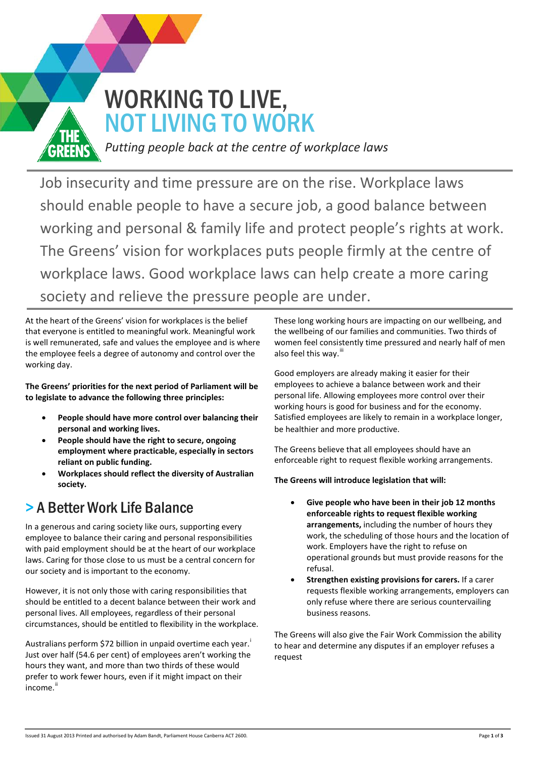# WORKING TO LIVE, NOT LIVING TO WORK

*Putting people back at the centre of workplace laws*

Job insecurity and time pressure are on the rise. Workplace laws should enable people to have a secure job, a good balance between working and personal & family life and protect people's rights at work. The Greens' vision for workplaces puts people firmly at the centre of workplace laws. Good workplace laws can help create a more caring society and relieve the pressure people are under.

At the heart of the Greens' vision for workplaces is the belief that everyone is entitled to meaningful work. Meaningful work is well remunerated, safe and values the employee and is where the employee feels a degree of autonomy and control over the working day.

**The Greens' priorities for the next period of Parliament will be to legislate to advance the following three principles:**

- **People should have more control over balancing their personal and working lives.**
- **People should have the right to secure, ongoing employment where practicable, especially in sectors reliant on public funding.**
- **Workplaces should reflect the diversity of Australian society.**

## > A Better Work Life Balance

In a generous and caring society like ours, supporting every employee to balance their caring and personal responsibilities with paid employment should be at the heart of our workplace laws. Caring for those close to us must be a central concern for our society and is important to the economy.

However, it is not only those with caring responsibilities that should be entitled to a decent balance between their work and personal lives. All employees, regardless of their personal circumstances, should be entitled to flexibility in the workplace.

Australians perform $72 billion in unpaid overtime each year.[i] Just over half (54.6 per cent) of employees aren't working the hours they want, and more than two thirds of these would prefer to work fewer hours, even if it might impact on their income.[ii]

These long working hours are impacting on our wellbeing, and the wellbeing of our families and communities. Two thirds of women feel consistently time pressured and nearly half of men also feel this way.[iii]

Good employers are already making it easier for their employees to achieve a balance between work and their personal life. Allowing employees more control over their working hours is good for business and for the economy. Satisfied employees are likely to remain in a workplace longer, be healthier and more productive.

The Greens believe that all employees should have an enforceable right to request flexible working arrangements.

**The Greens will introduce legislation that will:**

- **Give people who have been in their job 12 months enforceable rights to request flexible working arrangements,** including the number of hours they work, the scheduling of those hours and the location of work. Employers have the right to refuse on operational grounds but must provide reasons for the refusal.
- **Strengthen existing provisions for carers.** If a carer requests flexible working arrangements, employers can only refuse where there are serious countervailing business reasons.

The Greens will also give the Fair Work Commission the ability to hear and determine any disputes if an employer refuses a request

Issued 31 August 2013 Printed and authorised by Adam Bandt, Parliament House Canberra ACT 2600.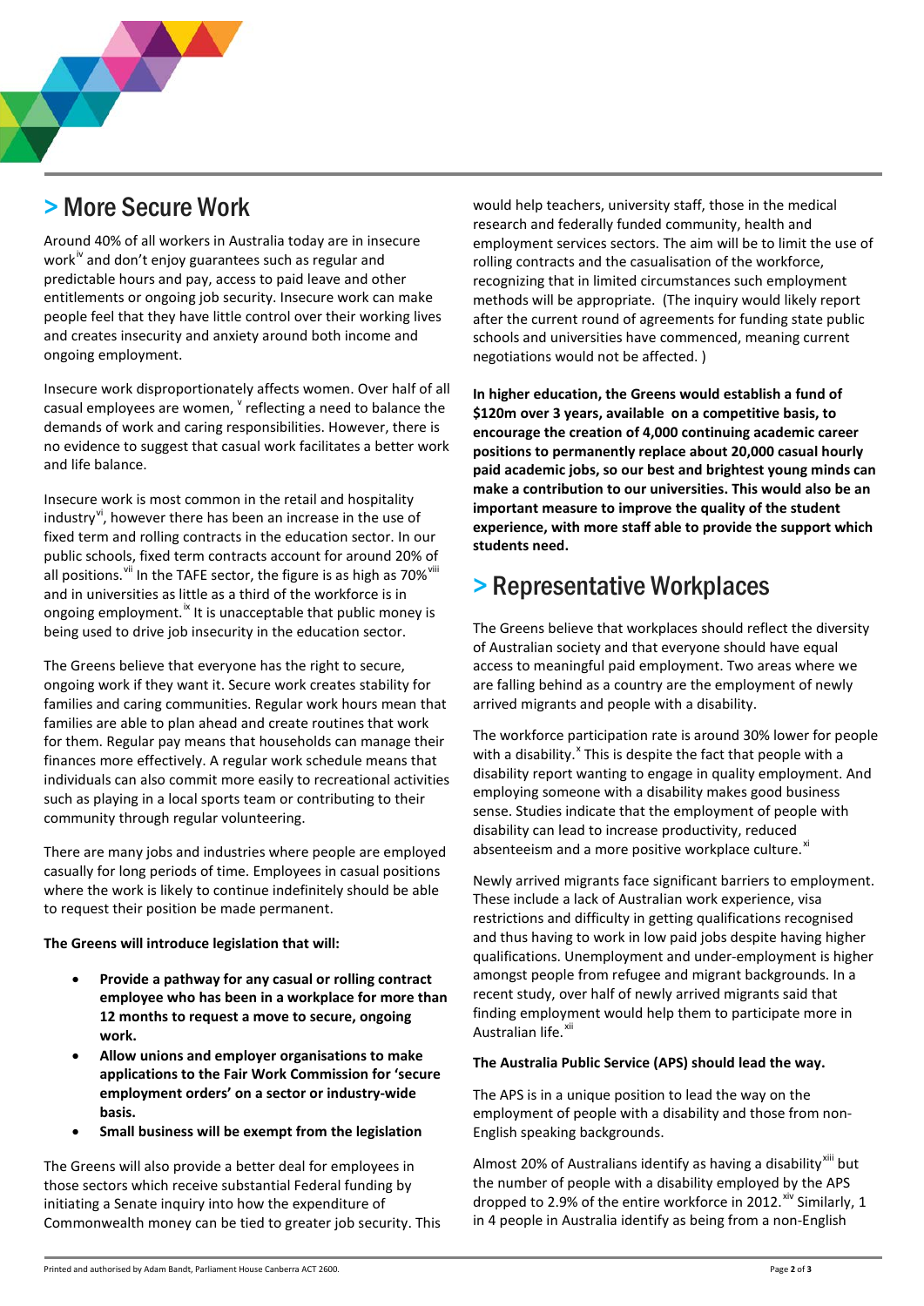## > More Secure Work

Around 40% of all workers in Australia today are in insecure work[iv] and don't enjoy guarantees such as regular and predictable hours and pay, access to paid leave and other entitlements or ongoing job security. Insecure work can make people feel that they have little control over their working lives and creates insecurity and anxiety around both income and ongoing employment.

Insecure work disproportionately affects women. Over half of all casual employees are women, [v] reflecting a need to balance the demands of work and caring responsibilities. However, there is no evidence to suggest that casual work facilitates a better work and life balance.

Insecure work is most common in the retail and hospitality industry[vi], however there has been an increase in the use of fixed term and rolling contracts in the education sector. In our public schools, fixed term contracts account for around 20% of all positions.[vii] In the TAFE sector, the figure is as high as 70%[viii] and in universities as little as a third of the workforce is in ongoing employment.[ix] It is unacceptable that public money is being used to drive job insecurity in the education sector.

The Greens believe that everyone has the right to secure, ongoing work if they want it. Secure work creates stability for families and caring communities. Regular work hours mean that families are able to plan ahead and create routines that work for them. Regular pay means that households can manage their finances more effectively. A regular work schedule means that individuals can also commit more easily to recreational activities such as playing in a local sports team or contributing to their community through regular volunteering.

There are many jobs and industries where people are employed casually for long periods of time. Employees in casual positions where the work is likely to continue indefinitely should be able to request their position be made permanent.

**The Greens will introduce legislation that will:**

- **Provide a pathway for any casual or rolling contract employee who has been in a workplace for more than 12 months to request a move to secure, ongoing work.**
- **Allow unions and employer organisations to make applications to the Fair Work Commission for 'secure employment orders' on a sector or industry-wide basis.**
- **Small business will be exempt from the legislation**

The Greens will also provide a better deal for employees in those sectors which receive substantial Federal funding by initiating a Senate inquiry into how the expenditure of Commonwealth money can be tied to greater job security. This would help teachers, university staff, those in the medical research and federally funded community, health and employment services sectors. The aim will be to limit the use of rolling contracts and the casualisation of the workforce, recognizing that in limited circumstances such employment methods will be appropriate. (The inquiry would likely report after the current round of agreements for funding state public schools and universities have commenced, meaning current negotiations would not be affected. )

**In higher education, the Greens would establish a fund of $120m over 3 years, available on a competitive basis, to encourage the creation of 4,000 continuing academic career positions to permanently replace about 20,000 casual hourly paid academic jobs, so our best and brightest young minds can make a contribution to our universities. This would also be an important measure to improve the quality of the student experience, with more staff able to provide the support which students need.**

## > Representative Workplaces

The Greens believe that workplaces should reflect the diversity of Australian society and that everyone should have equal access to meaningful paid employment. Two areas where we are falling behind as a country are the employment of newly arrived migrants and people with a disability.

The workforce participation rate is around 30% lower for people with a disability.[x] This is despite the fact that people with a disability report wanting to engage in quality employment. And employing someone with a disability makes good business sense. Studies indicate that the employment of people with disability can lead to increase productivity, reduced absenteeism and a more positive workplace culture.[xi]

Newly arrived migrants face significant barriers to employment. These include a lack of Australian work experience, visa restrictions and difficulty in getting qualifications recognised and thus having to work in low paid jobs despite having higher qualifications. Unemployment and under-employment is higher amongst people from refugee and migrant backgrounds. In a recent study, over half of newly arrived migrants said that finding employment would help them to participate more in Australian life.[xii]

**The Australia Public Service (APS) should lead the way.**

The APS is in a unique position to lead the way on the employment of people with a disability and those from non-English speaking backgrounds.

Almost 20% of Australians identify as having a disability[xiii] but the number of people with a disability employed by the APS dropped to 2.9% of the entire workforce in 2012.[xiv] Similarly, 1 in 4 people in Australia identify as being from a non-English

Printed and authorised by Adam Bandt, Parliament House Canberra ACT 2600.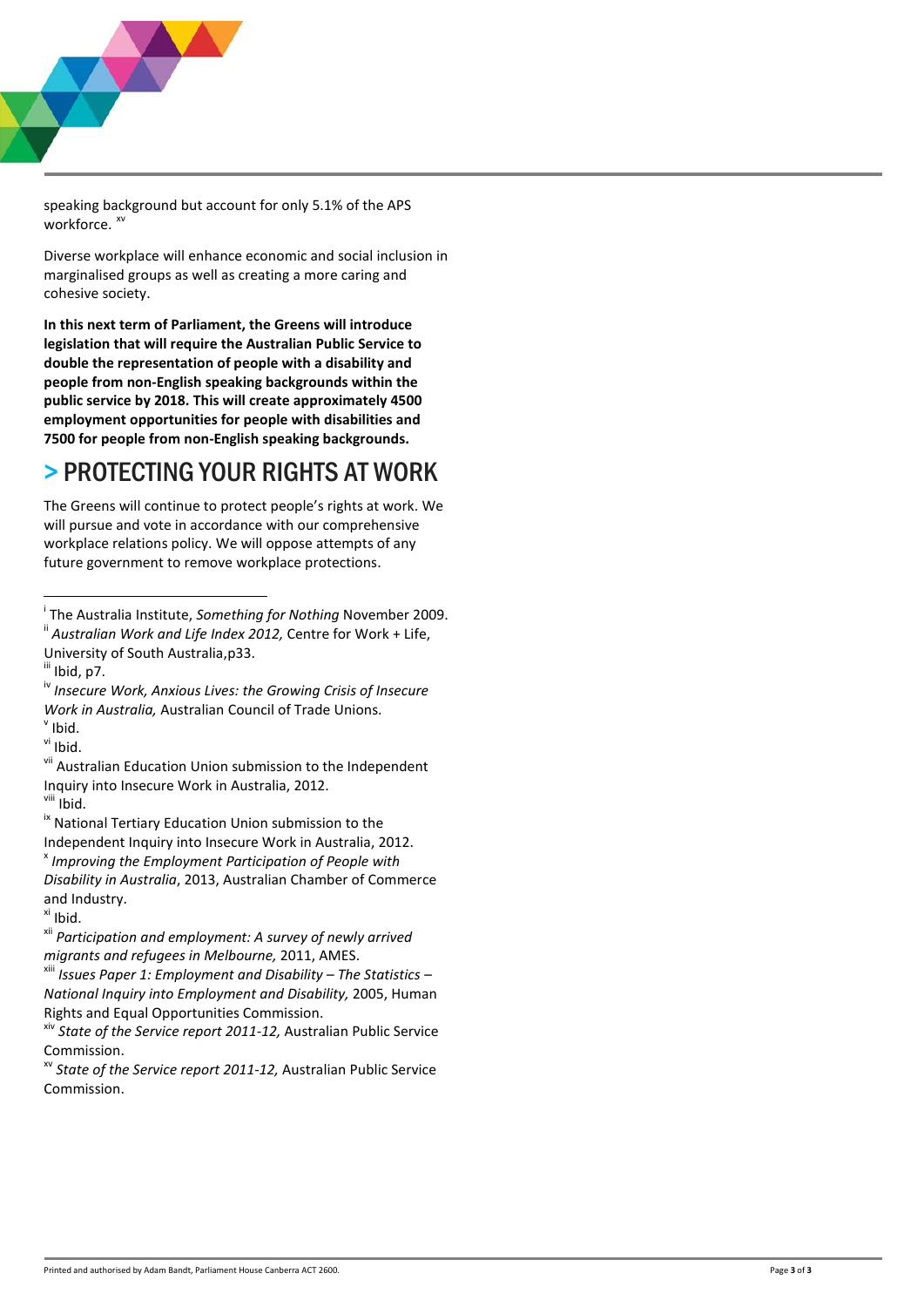speaking background but account for only 5.1% of the APS workforce. [xv]

Diverse workplace will enhance economic and social inclusion in marginalised groups as well as creating a more caring and cohesive society.

**In this next term of Parliament, the Greens will introduce legislation that will require the Australian Public Service to double the representation of people with a disability and people from non-English speaking backgrounds within the public service by 2018. This will create approximately 4500 employment opportunities for people with disabilities and 7500 for people from non-English speaking backgrounds.**

## > PROTECTING YOUR RIGHTS AT WORK

The Greens will continue to protect people's rights at work. We will pursue and vote in accordance with our comprehensive workplace relations policy. We will oppose attempts of any future government to remove workplace protections.

---

[i] The Australia Institute, *Something for Nothing* November 2009.
[ii] *Australian Work and Life Index 2012,* Centre for Work + Life, University of South Australia,p33.
[iii] Ibid, p7.
[iv] *Insecure Work, Anxious Lives: the Growing Crisis of Insecure Work in Australia,* Australian Council of Trade Unions.
[v] Ibid.
[vi] Ibid.
[vii] Australian Education Union submission to the Independent Inquiry into Insecure Work in Australia, 2012.
[viii] Ibid.
[ix] National Tertiary Education Union submission to the Independent Inquiry into Insecure Work in Australia, 2012.
[x] *Improving the Employment Participation of People with Disability in Australia*, 2013, Australian Chamber of Commerce and Industry.
[xi] Ibid.
[xii] *Participation and employment: A survey of newly arrived migrants and refugees in Melbourne,* 2011, AMES.
[xiii] *Issues Paper 1: Employment and Disability – The Statistics – National Inquiry into Employment and Disability,* 2005, Human Rights and Equal Opportunities Commission.
[xiv] *State of the Service report 2011-12,* Australian Public Service Commission.
[xv] *State of the Service report 2011-12,* Australian Public Service Commission.

Printed and authorised by Adam Bandt, Parliament House Canberra ACT 2600.